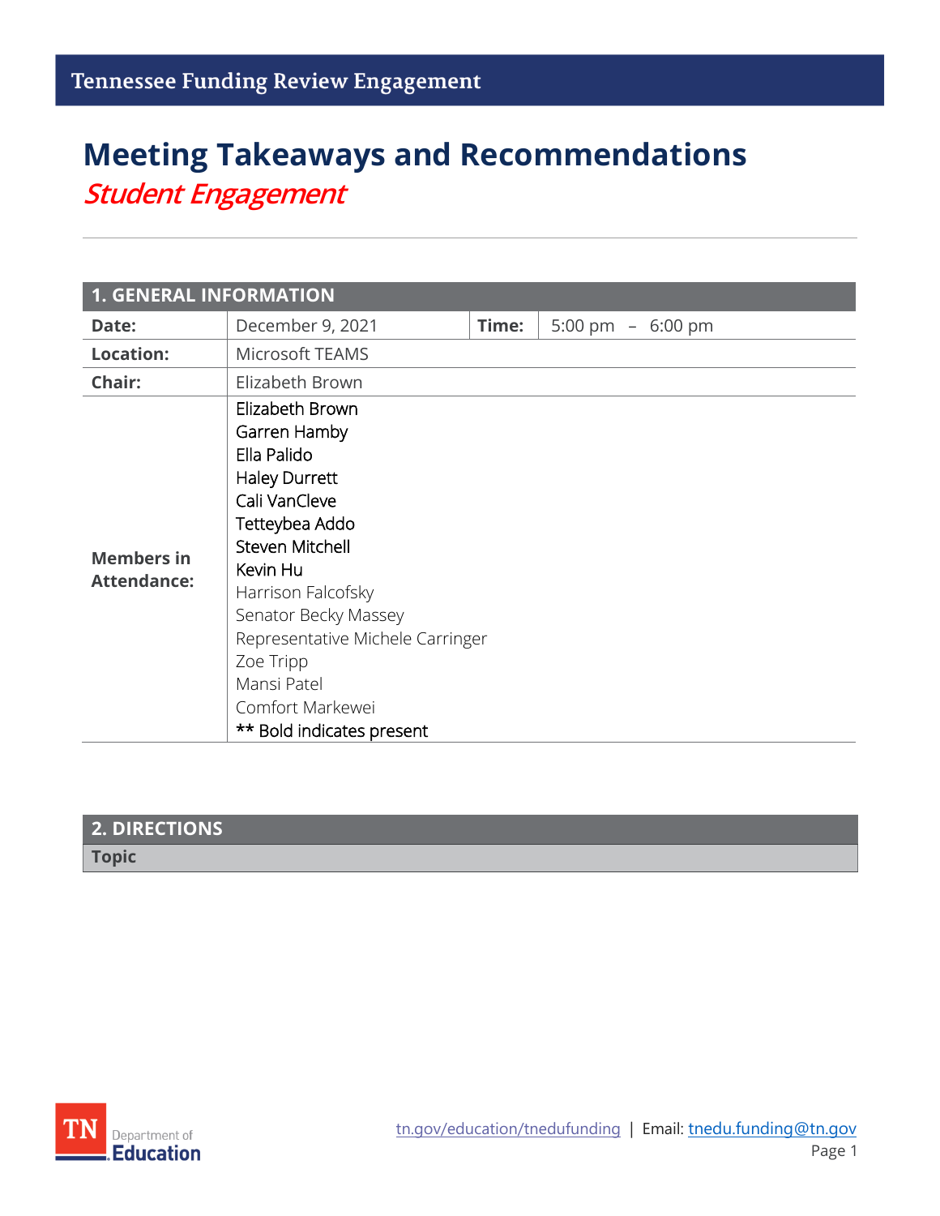Tennessee Funding Review Engagement

# Meeting Takeaways and Recommendations

## *Student Engagement*

| 1. GENERAL INFORMATION | | | |
|---|---|---|---|
| **Date:** | December 9, 2021 | **Time:** | 5:00 pm – 6:00 pm |
| **Location:** | Microsoft TEAMS | | |
| **Chair:** | Elizabeth Brown | | |
| **Members in Attendance:** | **Elizabeth Brown**<br>**Garren Hamby**<br>**Ella Palido**<br>**Haley Durrett**<br>**Cali VanCleve**<br>**Tetteybea Addo**<br>**Steven Mitchell**<br>**Kevin Hu**<br>Harrison Falcofsky<br>Senator Becky Massey<br>Representative Michele Carringer<br>Zoe Tripp<br>Mansi Patel<br>Comfort Markewei<br>** Bold indicates present | | |

| 2. DIRECTIONS |
|---|
| **Topic** |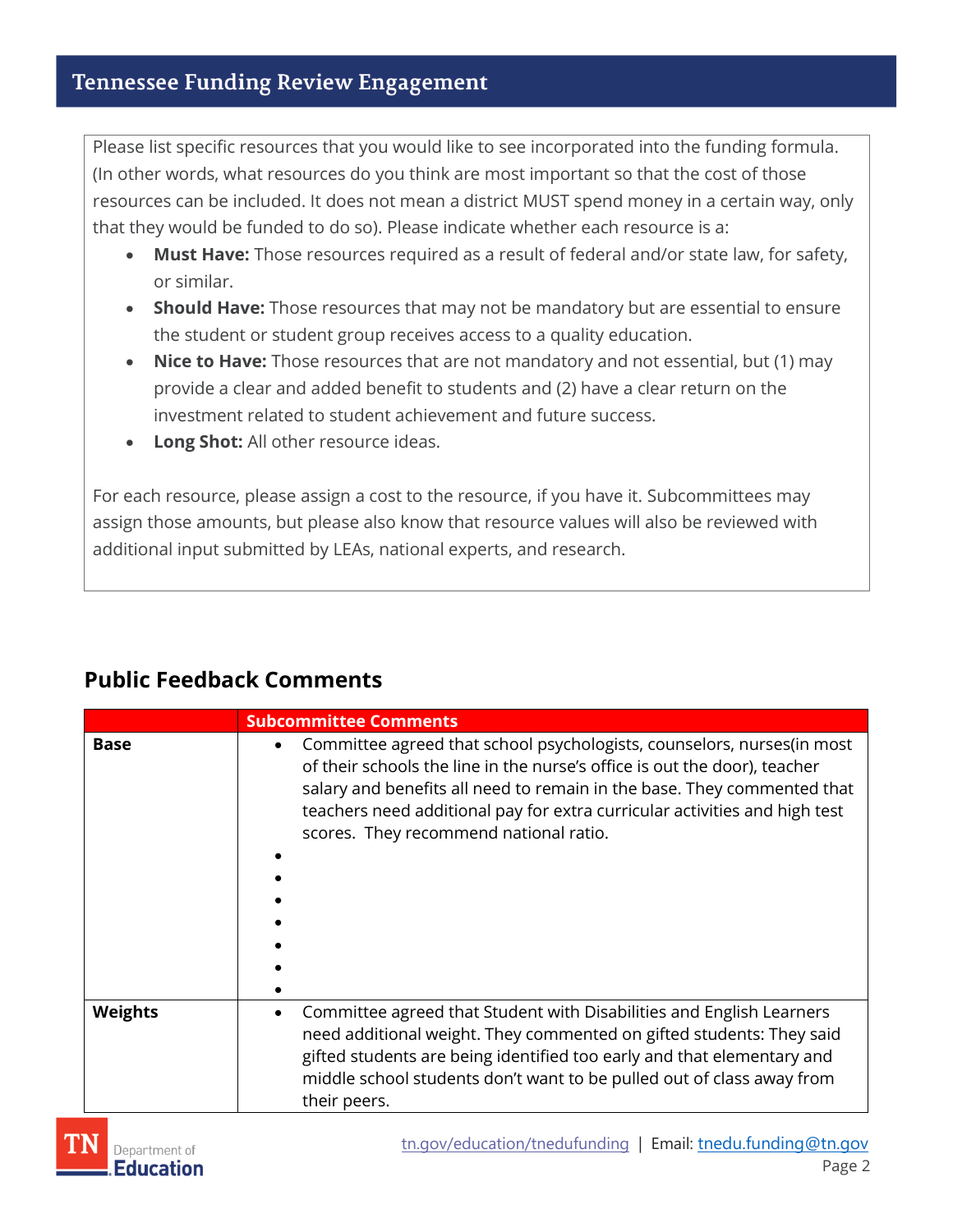Please list specific resources that you would like to see incorporated into the funding formula. (In other words, what resources do you think are most important so that the cost of those resources can be included. It does not mean a district MUST spend money in a certain way, only that they would be funded to do so). Please indicate whether each resource is a:

- **Must Have:** Those resources required as a result of federal and/or state law, for safety, or similar.
- **Should Have:** Those resources that may not be mandatory but are essential to ensure the student or student group receives access to a quality education.
- **Nice to Have:** Those resources that are not mandatory and not essential, but (1) may provide a clear and added benefit to students and (2) have a clear return on the investment related to student achievement and future success.
- **Long Shot:** All other resource ideas.

For each resource, please assign a cost to the resource, if you have it. Subcommittees may assign those amounts, but please also know that resource values will also be reviewed with additional input submitted by LEAs, national experts, and research.

## Public Feedback Comments

| | Subcommittee Comments |
|---|---|
| **Base** | • Committee agreed that school psychologists, counselors, nurses(in most of their schools the line in the nurse's office is out the door), teacher salary and benefits all need to remain in the base. They commented that teachers need additional pay for extra curricular activities and high test scores. They recommend national ratio. |
| **Weights** | • Committee agreed that Student with Disabilities and English Learners need additional weight. They commented on gifted students: They said gifted students are being identified too early and that elementary and middle school students don't want to be pulled out of class away from their peers. |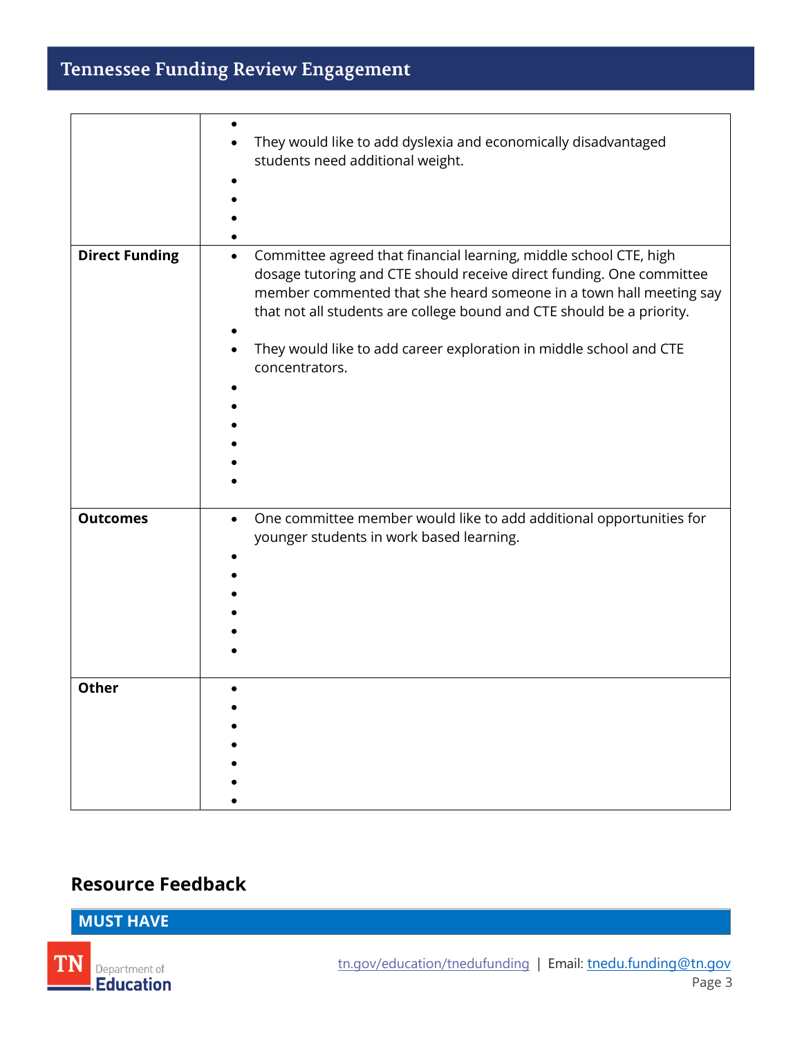| | |
|---|---|
| | • They would like to add dyslexia and economically disadvantaged students need additional weight. |
| **Direct Funding** | • Committee agreed that financial learning, middle school CTE, high dosage tutoring and CTE should receive direct funding. One committee member commented that she heard someone in a town hall meeting say that not all students are college bound and CTE should be a priority. <br> • They would like to add career exploration in middle school and CTE concentrators. |
| **Outcomes** | • One committee member would like to add additional opportunities for younger students in work based learning. |
| **Other** | |

## Resource Feedback

**MUST HAVE**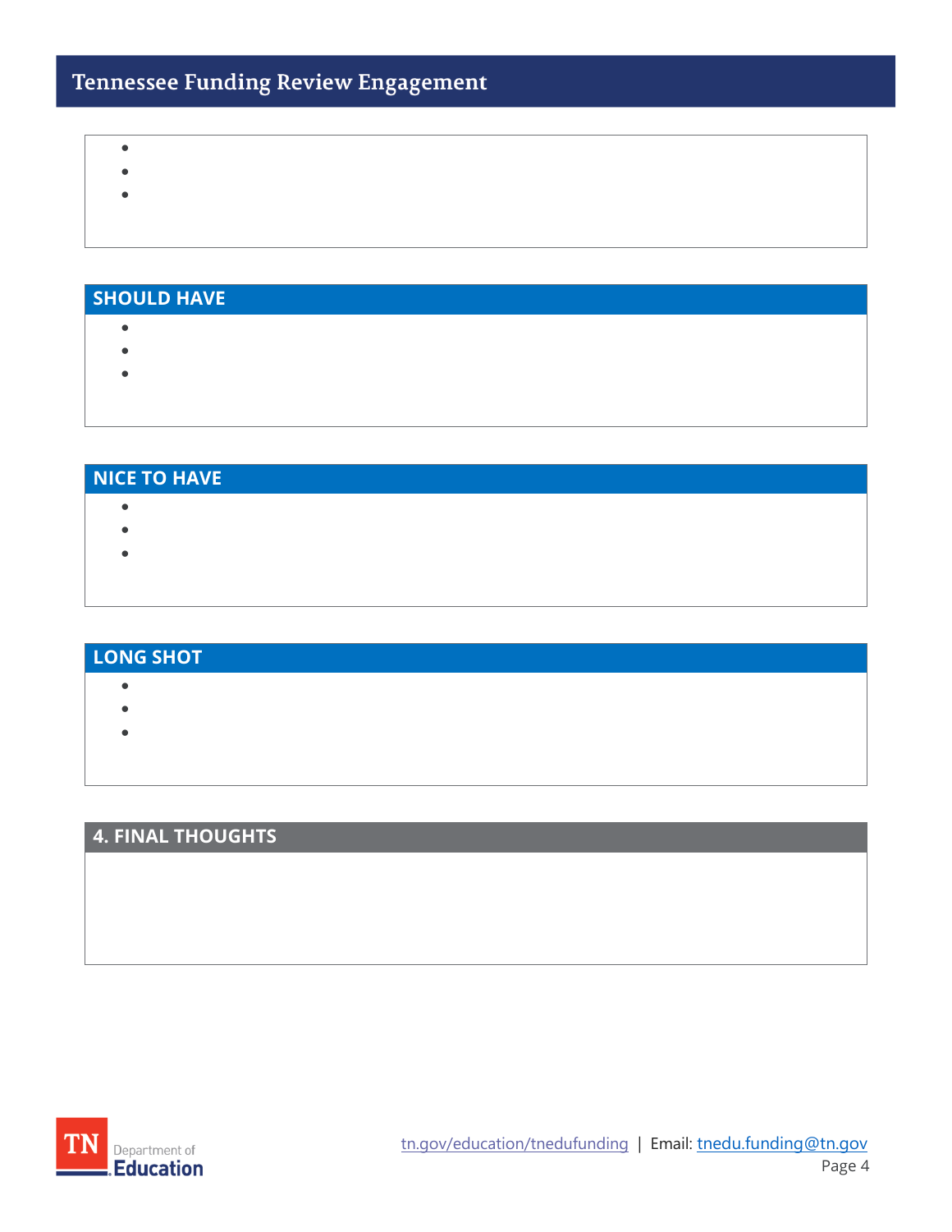- 
- 
- 

## SHOULD HAVE

- 
- 
- 

## NICE TO HAVE

- 
- 
- 

## LONG SHOT

- 
- 
- 

## 4. FINAL THOUGHTS

tn.gov/education/tnedufunding | Email: tnedu.funding@tn.gov